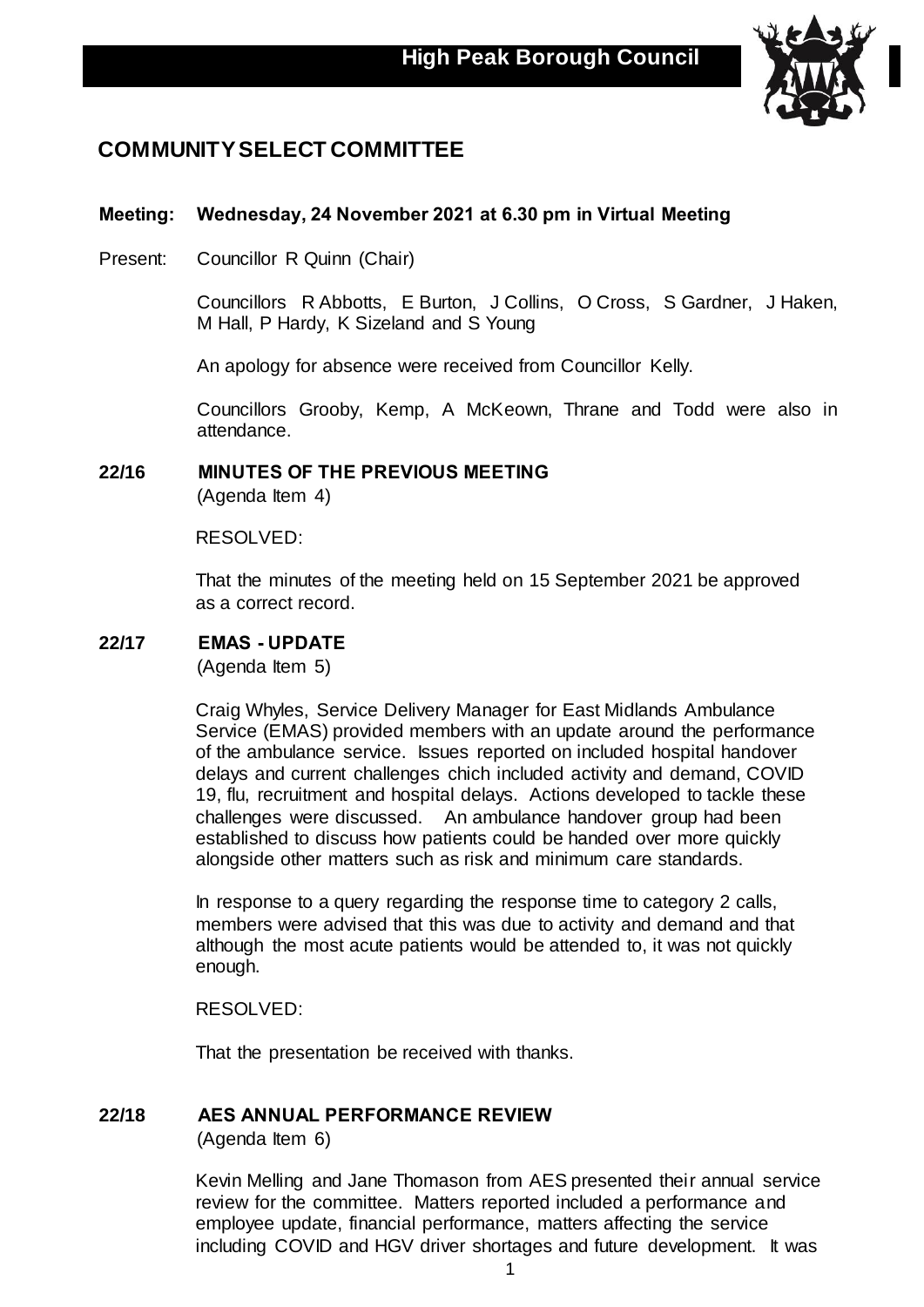# High Peak Borough Council

## COMMUNITY SELECT COMMITTEE

**Meeting: Wednesday, 24 November 2021 at 6.30 pm in Virtual Meeting**

Present: Councillor R Quinn (Chair)

Councillors R Abbotts, E Burton, J Collins, O Cross, S Gardner, J Haken, M Hall, P Hardy, K Sizeland and S Young

An apology for absence were received from Councillor Kelly.

Councillors Grooby, Kemp, A McKeown, Thrane and Todd were also in attendance.

### 22/16 MINUTES OF THE PREVIOUS MEETING

(Agenda Item 4)

RESOLVED:

That the minutes of the meeting held on 15 September 2021 be approved as a correct record.

### 22/17 EMAS - UPDATE

(Agenda Item 5)

Craig Whyles, Service Delivery Manager for East Midlands Ambulance Service (EMAS) provided members with an update around the performance of the ambulance service. Issues reported on included hospital handover delays and current challenges chich included activity and demand, COVID 19, flu, recruitment and hospital delays. Actions developed to tackle these challenges were discussed. An ambulance handover group had been established to discuss how patients could be handed over more quickly alongside other matters such as risk and minimum care standards.

In response to a query regarding the response time to category 2 calls, members were advised that this was due to activity and demand and that although the most acute patients would be attended to, it was not quickly enough.

RESOLVED:

That the presentation be received with thanks.

### 22/18 AES ANNUAL PERFORMANCE REVIEW

(Agenda Item 6)

Kevin Melling and Jane Thomason from AES presented their annual service review for the committee. Matters reported included a performance and employee update, financial performance, matters affecting the service including COVID and HGV driver shortages and future development. It was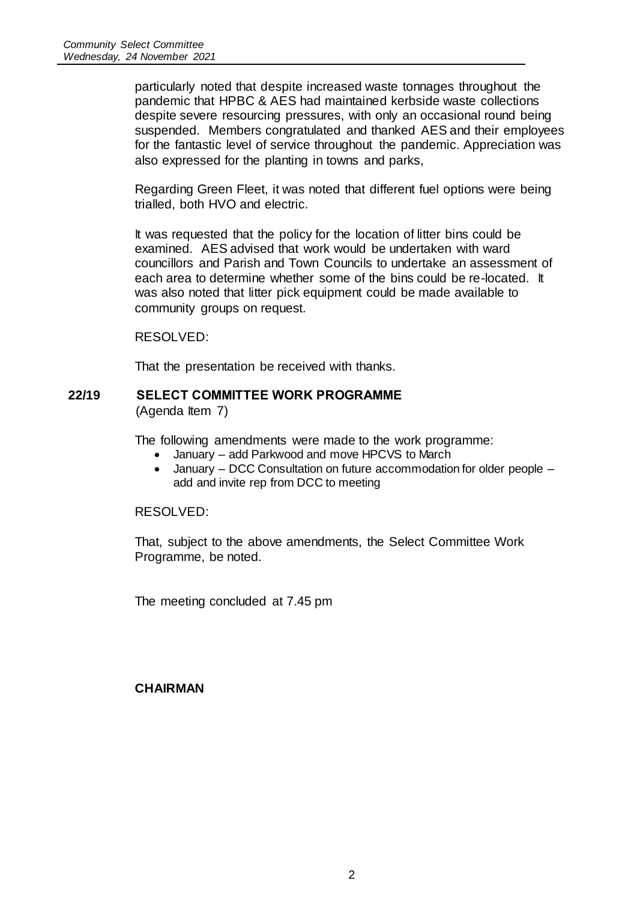particularly noted that despite increased waste tonnages throughout the pandemic that HPBC & AES had maintained kerbside waste collections despite severe resourcing pressures, with only an occasional round being suspended. Members congratulated and thanked AES and their employees for the fantastic level of service throughout the pandemic. Appreciation was also expressed for the planting in towns and parks,

Regarding Green Fleet, it was noted that different fuel options were being trialled, both HVO and electric.

It was requested that the policy for the location of litter bins could be examined. AES advised that work would be undertaken with ward councillors and Parish and Town Councils to undertake an assessment of each area to determine whether some of the bins could be re-located. It was also noted that litter pick equipment could be made available to community groups on request.

RESOLVED:

That the presentation be received with thanks.

## 22/19 SELECT COMMITTEE WORK PROGRAMME

(Agenda Item 7)

The following amendments were made to the work programme:

- January – add Parkwood and move HPCVS to March
- January – DCC Consultation on future accommodation for older people – add and invite rep from DCC to meeting

RESOLVED:

That, subject to the above amendments, the Select Committee Work Programme, be noted.

The meeting concluded at 7.45 pm

**CHAIRMAN**